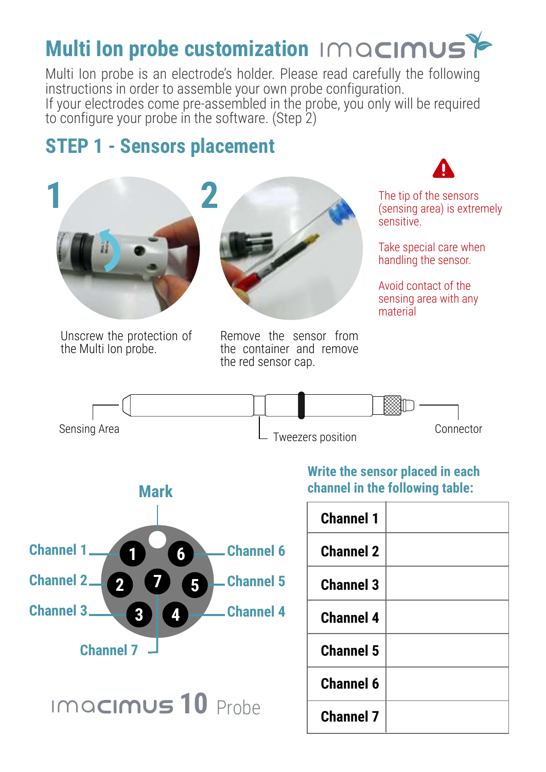# Multi Ion probe customization

Multi Ion probe is an electrode's holder. Please read carefully the following instructions in order to assemble your own probe configuration.
If your electrodes come pre-assembled in the probe, you only will be required to configure your probe in the software. (Step 2)

## STEP 1 - Sensors placement

**1** Unscrew the protection of the Multi Ion probe.

**2** Remove the sensor from the container and remove the red sensor cap.

The tip of the sensors (sensing area) is extremely sensitive.

Take special care when handling the sensor.

Avoid contact of the sensing area with any material

Sensing Area

Tweezers position

Connector

**Mark**

Channel 1, Channel 2, Channel 3, Channel 4, Channel 5, Channel 6, Channel 7

**Write the sensor placed in each channel in the following table:**

| | |
|---|---|
| **Channel 1** | |
| **Channel 2** | |
| **Channel 3** | |
| **Channel 4** | |
| **Channel 5** | |
| **Channel 6** | |
| **Channel 7** | |

imacimus **10** Probe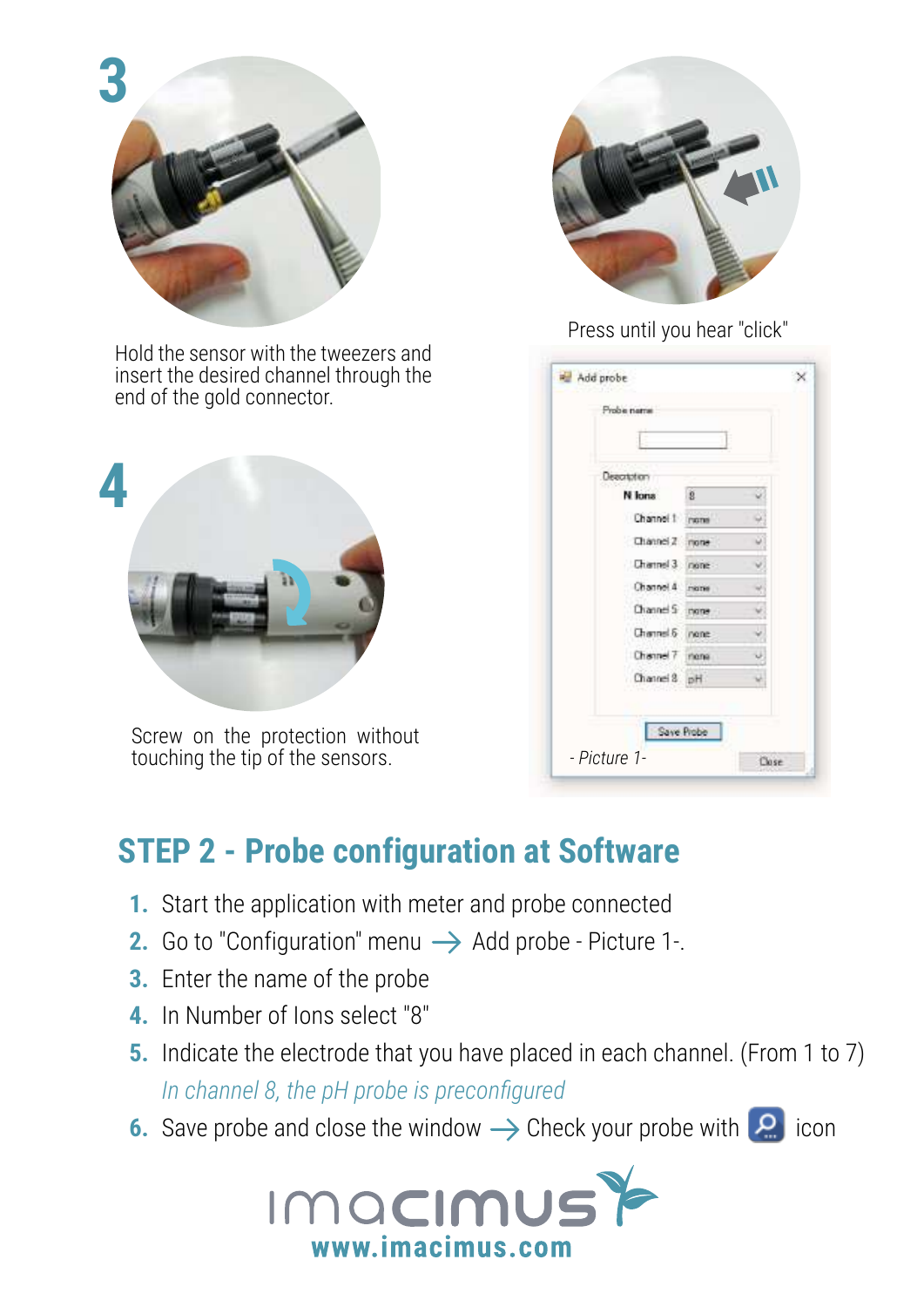# 3

Hold the sensor with the tweezers and insert the desired channel through the end of the gold connector.

Press until you hear "click"

# 4

Screw on the protection without touching the tip of the sensors.

Add probe

Probe name

Description

| | |
|---|---|
| N Ions | 8 |
| Channel 1 | none |
| Channel 2 | none |
| Channel 3 | none |
| Channel 4 | none |
| Channel 5 | none |
| Channel 6 | none |
| Channel 7 | none |
| Channel 8 | pH |

Save Probe

Close

*- Picture 1-*

## STEP 2 - Probe configuration at Software

1. Start the application with meter and probe connected
2. Go to "Configuration" menu → Add probe - Picture 1-.
3. Enter the name of the probe
4. In Number of Ions select "8"
5. Indicate the electrode that you have placed in each channel. (From 1 to 7)
   *In channel 8, the pH probe is preconfigured*
6. Save probe and close the window → Check your probe with icon

imacimus

www.imacimus.com